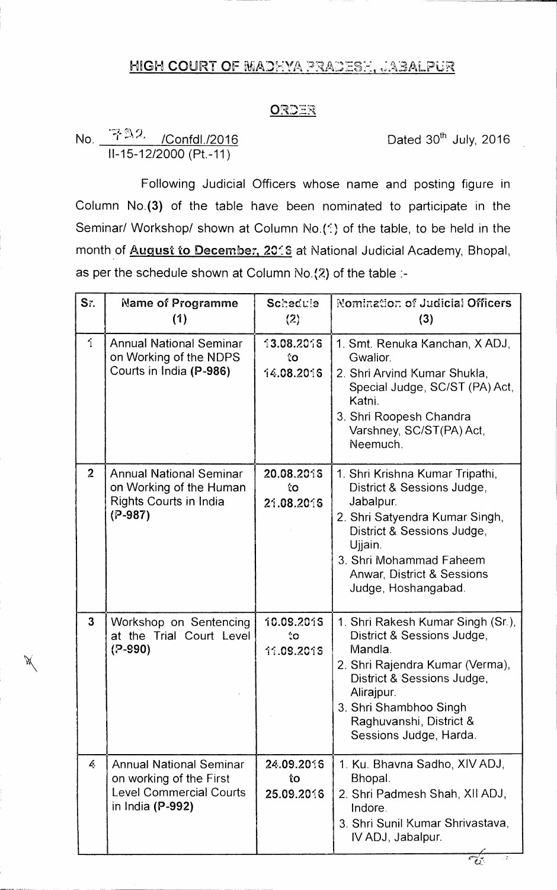## HIGH COURT OF MADHYA PRADESH, JABALPUR

### ORDER

No. 792 /Confdl./2016
II-15-12/2000 (Pt.-11)

Dated 30th July, 2016

Following Judicial Officers whose name and posting figure in Column No.**(3)** of the table have been nominated to participate in the Seminar/ Workshop/ shown at Column No.(1) of the table, to be held in the month of **August to December, 2016** at National Judicial Academy, Bhopal, as per the schedule shown at Column No.(2) of the table :-

| Sr. | Name of Programme (1) | Schedule (2) | Nomination of Judicial Officers (3) |
|---|---|---|---|
| 1 | Annual National Seminar on Working of the NDPS Courts in India **(P-986)** | 13.08.2016 to 14.08.2016 | 1. Smt. Renuka Kanchan, X ADJ, Gwalior.<br>2. Shri Arvind Kumar Shukla, Special Judge, SC/ST (PA) Act, Katni.<br>3. Shri Roopesh Chandra Varshney, SC/ST(PA) Act, Neemuch. |
| 2 | Annual National Seminar on Working of the Human Rights Courts in India **(P-987)** | 20.08.2016 to 21.08.2016 | 1. Shri Krishna Kumar Tripathi, District & Sessions Judge, Jabalpur.<br>2. Shri Satyendra Kumar Singh, District & Sessions Judge, Ujjain.<br>3. Shri Mohammad Faheem Anwar, District & Sessions Judge, Hoshangabad. |
| 3 | Workshop on Sentencing at the Trial Court Level **(P-990)** | 10.09.2016 to 11.09.2016 | 1. Shri Rakesh Kumar Singh (Sr.), District & Sessions Judge, Mandla.<br>2. Shri Rajendra Kumar (Verma), District & Sessions Judge, Alirajpur.<br>3. Shri Shambhoo Singh Raghuvanshi, District & Sessions Judge, Harda. |
| 4 | Annual National Seminar on working of the First Level Commercial Courts in India **(P-992)** | 24.09.2016 to 25.09.2016 | 1. Ku. Bhavna Sadho, XIV ADJ, Bhopal.<br>2. Shri Padmesh Shah, XII ADJ, Indore.<br>3. Shri Sunil Kumar Shrivastava, IV ADJ, Jabalpur. |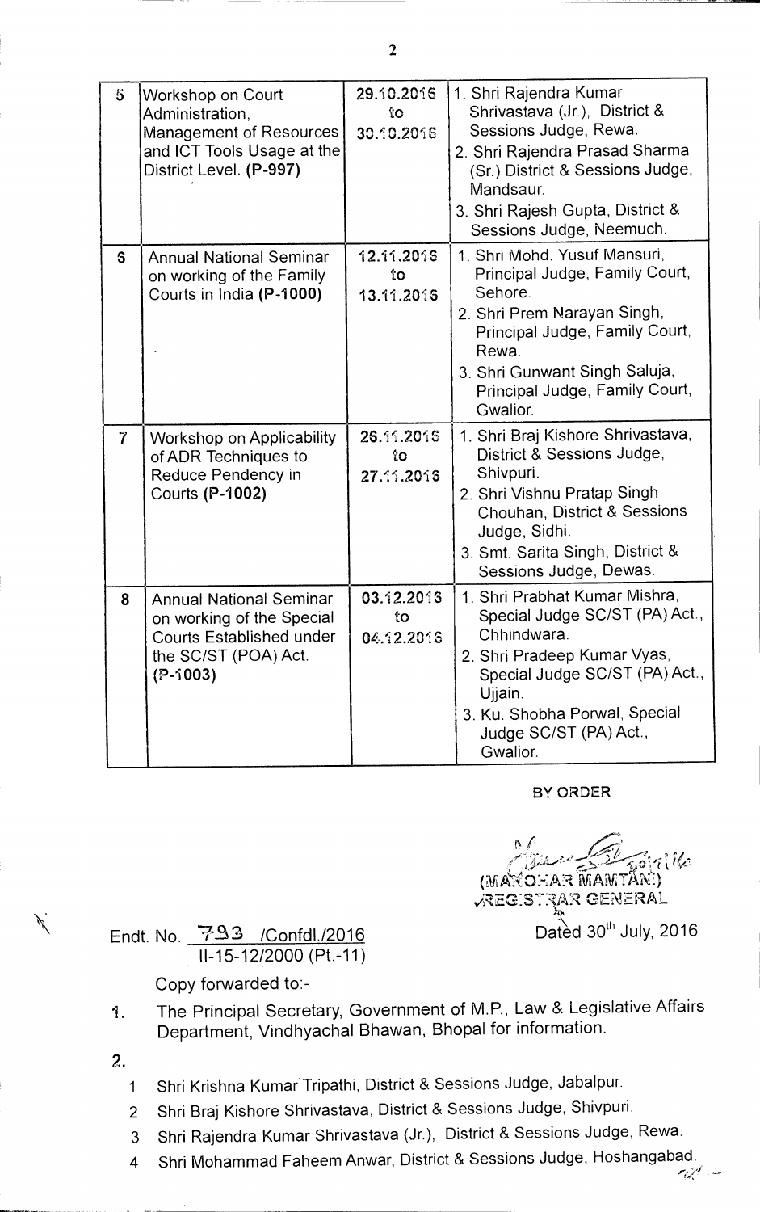| 5 | Workshop on Court Administration, Management of Resources and ICT Tools Usage at the District Level. **(P-997)** | 29.10.2016 to 30.10.2016 | 1. Shri Rajendra Kumar Shrivastava (Jr.), District & Sessions Judge, Rewa.<br>2. Shri Rajendra Prasad Sharma (Sr.) District & Sessions Judge, Mandsaur.<br>3. Shri Rajesh Gupta, District & Sessions Judge, Neemuch. |
|---|---|---|---|
| 6 | Annual National Seminar on working of the Family Courts in India **(P-1000)** | 12.11.2016 to 13.11.2016 | 1. Shri Mohd. Yusuf Mansuri, Principal Judge, Family Court, Sehore.<br>2. Shri Prem Narayan Singh, Principal Judge, Family Court, Rewa.<br>3. Shri Gunwant Singh Saluja, Principal Judge, Family Court, Gwalior. |
| 7 | Workshop on Applicability of ADR Techniques to Reduce Pendency in Courts **(P-1002)** | 26.11.2016 to 27.11.2016 | 1. Shri Braj Kishore Shrivastava, District & Sessions Judge, Shivpuri.<br>2. Shri Vishnu Pratap Singh Chouhan, District & Sessions Judge, Sidhi.<br>3. Smt. Sarita Singh, District & Sessions Judge, Dewas. |
| 8 | Annual National Seminar on working of the Special Courts Established under the SC/ST (POA) Act. **(P-1003)** | 03.12.2016 to 04.12.2016 | 1. Shri Prabhat Kumar Mishra, Special Judge SC/ST (PA) Act., Chhindwara.<br>2. Shri Pradeep Kumar Vyas, Special Judge SC/ST (PA) Act., Ujjain.<br>3. Ku. Shobha Porwal, Special Judge SC/ST (PA) Act., Gwalior. |

BY ORDER

(MANOHAR MAMTANI)
REGISTRAR GENERAL

Endt. No. 793 /Confdl./2016
II-15-12/2000 (Pt.-11)

Dated 30th July, 2016

Copy forwarded to:-

1. The Principal Secretary, Government of M.P., Law & Legislative Affairs Department, Vindhyachal Bhawan, Bhopal for information.

2.
    1. Shri Krishna Kumar Tripathi, District & Sessions Judge, Jabalpur.
    2. Shri Braj Kishore Shrivastava, District & Sessions Judge, Shivpuri.
    3. Shri Rajendra Kumar Shrivastava (Jr.), District & Sessions Judge, Rewa.
    4. Shri Mohammad Faheem Anwar, District & Sessions Judge, Hoshangabad.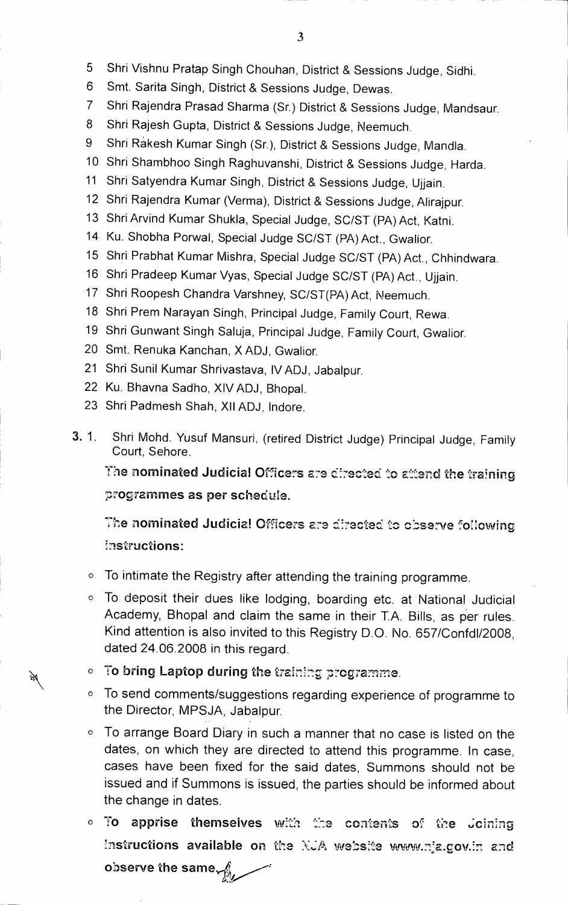5 Shri Vishnu Pratap Singh Chouhan, District & Sessions Judge, Sidhi.
6 Smt. Sarita Singh, District & Sessions Judge, Dewas.
7 Shri Rajendra Prasad Sharma (Sr.) District & Sessions Judge, Mandsaur.
8 Shri Rajesh Gupta, District & Sessions Judge, Neemuch.
9 Shri Rakesh Kumar Singh (Sr.), District & Sessions Judge, Mandla.
10 Shri Shambhoo Singh Raghuvanshi, District & Sessions Judge, Harda.
11 Shri Satyendra Kumar Singh, District & Sessions Judge, Ujjain.
12 Shri Rajendra Kumar (Verma), District & Sessions Judge, Alirajpur.
13 Shri Arvind Kumar Shukla, Special Judge, SC/ST (PA) Act, Katni.
14 Ku. Shobha Porwal, Special Judge SC/ST (PA) Act., Gwalior.
15 Shri Prabhat Kumar Mishra, Special Judge SC/ST (PA) Act., Chhindwara.
16 Shri Pradeep Kumar Vyas, Special Judge SC/ST (PA) Act., Ujjain.
17 Shri Roopesh Chandra Varshney, SC/ST(PA) Act, Neemuch.
18 Shri Prem Narayan Singh, Principal Judge, Family Court, Rewa.
19 Shri Gunwant Singh Saluja, Principal Judge, Family Court, Gwalior.
20 Smt. Renuka Kanchan, X ADJ, Gwalior.
21 Shri Sunil Kumar Shrivastava, IV ADJ, Jabalpur.
22 Ku. Bhavna Sadho, XIV ADJ, Bhopal.
23 Shri Padmesh Shah, XII ADJ, Indore.

**3.** 1. Shri Mohd. Yusuf Mansuri, (retired District Judge) Principal Judge, Family Court, Sehore.

**The nominated Judicial Officers are directed to attend the training programmes as per schedule.**

**The nominated Judicial Officers are directed to observe following instructions:**

- To intimate the Registry after attending the training programme.
- To deposit their dues like lodging, boarding etc. at National Judicial Academy, Bhopal and claim the same in their T.A. Bills, as per rules. Kind attention is also invited to this Registry D.O. No. 657/Confdl/2008, dated 24.06.2008 in this regard.
- **To bring Laptop during the training programme.**
- To send comments/suggestions regarding experience of programme to the Director, MPSJA, Jabalpur.
- To arrange Board Diary in such a manner that no case is listed on the dates, on which they are directed to attend this programme. In case, cases have been fixed for the said dates, Summons should not be issued and if Summons is issued, the parties should be informed about the change in dates.
- **To apprise themselves with the contents of the Joining Instructions available on the NJA website www.nja.gov.in and observe the same.**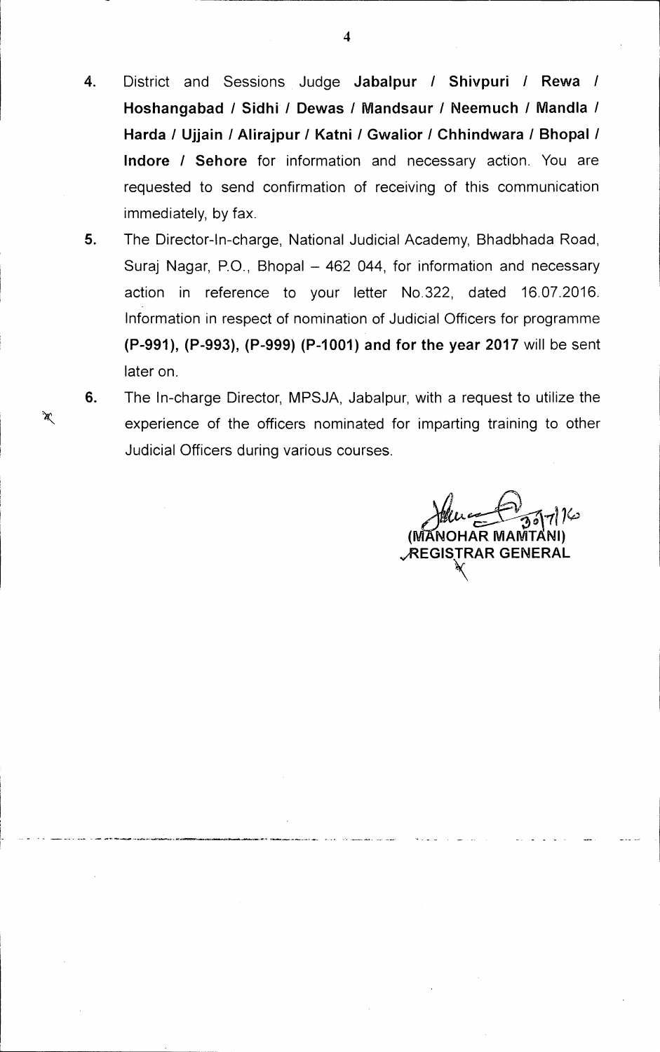4. District and Sessions Judge **Jabalpur / Shivpuri / Rewa / Hoshangabad / Sidhi / Dewas / Mandsaur / Neemuch / Mandla / Harda / Ujjain / Alirajpur / Katni / Gwalior / Chhindwara / Bhopal / Indore / Sehore** for information and necessary action. You are requested to send confirmation of receiving of this communication immediately, by fax.

5. The Director-In-charge, National Judicial Academy, Bhadbhada Road, Suraj Nagar, P.O., Bhopal – 462 044, for information and necessary action in reference to your letter No.322, dated 16.07.2016. Information in respect of nomination of Judicial Officers for programme **(P-991), (P-993), (P-999) (P-1001) and for the year 2017** will be sent later on.

6. The In-charge Director, MPSJA, Jabalpur, with a request to utilize the experience of the officers nominated for imparting training to other Judicial Officers during various courses.

30/7/16

**(MANOHAR MAMTANI)**
**REGISTRAR GENERAL**